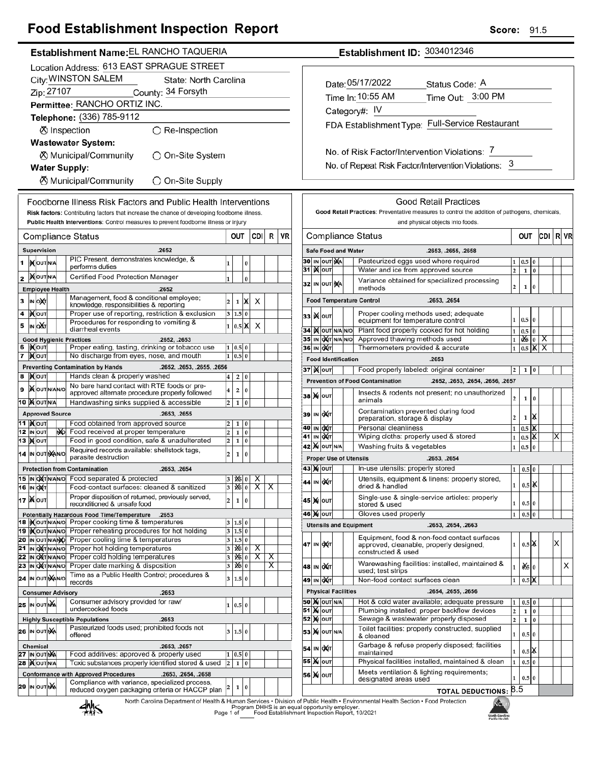# Food Establishment Inspection Report

**Score:** 91.5

**Establishment Name:** EL RANCHO TAQUERIA

**Establishment ID:** 3034012346

Location Address: 613 EAST SPRAGUE STREET

City: WINSTON SALEM State: North Carolina

Zip: 27107 County: 34 Forsyth

Permittee: RANCHO ORTIZ INC.

Telephone: (336) 785-9112

⊗ Inspection ○ Re-Inspection

**Wastewater System:**

⊗ Municipal/Community ○ On-Site System

**Water Supply:**

⊗ Municipal/Community ○ On-Site Supply

Date: 05/17/2022 Status Code: A

Time In: 10:55 AM Time Out: 3:00 PM

Category#: IV

FDA Establishment Type: Full-Service Restaurant

No. of Risk Factor/Intervention Violations: 7

No. of Repeat Risk Factor/Intervention Violations: 3

## Foodborne Illness Risk Factors and Public Health Interventions

**Risk factors:** Contributing factors that increase the chance of developing foodborne illness.
**Public Health Interventions:** Control measures to prevent foodborne illness or injury

| # | Status | Compliance Status | OUT | | | CDI | R | VR |
|---|---|---|---|---|---|---|---|---|
| | | **Supervision** .2652 | | | | | | |
| 1 | IN | PIC Present, demonstrates knowledge, & performs duties | 1 | | 0 | | | |
| 2 | IN | Certified Food Protection Manager | 1 | | 0 | | | |
| | | **Employee Health** .2652 | | | | | | |
| 3 | OUT | Management, food & conditional employee; knowledge, responsibilities & reporting | 2 | 1 | X | | X | |
| 4 | IN | Proper use of reporting, restriction & exclusion | 3 | 1.5 | 0 | | | |
| 5 | OUT | Procedures for responding to vomiting & diarrheal events | 1 | 0.5 | X | | X | |
| | | **Good Hygienic Practices** .2652, .2653 | | | | | | |
| 6 | IN | Proper eating, tasting, drinking or tobacco use | 1 | 0.5 | 0 | | | |
| 7 | IN | No discharge from eyes, nose, and mouth | 1 | 0.5 | 0 | | | |
| | | **Preventing Contamination by Hands** .2652, .2653, .2655, .2656 | | | | | | |
| 8 | IN | Hands clean & properly washed | 4 | 2 | 0 | | | |
| 9 | IN | No bare hand contact with RTE foods or pre-approved alternate procedure properly followed | 4 | 2 | 0 | | | |
| 10 | IN | Handwashing sinks supplied & accessible | 2 | 1 | 0 | | | |
| | | **Approved Source** .2653, .2655 | | | | | | |
| 11 | IN | Food obtained from approved source | 2 | 1 | 0 | | | |
| 12 | N/O | Food received at proper temperature | 2 | 1 | 0 | | | |
| 13 | IN | Food in good condition, safe & unadulterated | 2 | 1 | 0 | | | |
| 14 | N/A | Required records available: shellstock tags, parasite destruction | 2 | 1 | 0 | | | |
| | | **Protection from Contamination** .2653, .2654 | | | | | | |
| 15 | OUT | Food separated & protected | 3 | 1.5 | 0 | X | | |
| 16 | OUT | Food-contact surfaces: cleaned & sanitized | 3 | 1.5 | 0 | X | X | |
| 17 | IN | Proper disposition of returned, previously served, reconditioned & unsafe food | 2 | 1 | 0 | | | |
| | | **Potentially Hazardous Food Time/Temperature** .2653 | | | | | | |
| 18 | IN | Proper cooking time & temperatures | 3 | 1.5 | 0 | | | |
| 19 | IN | Proper reheating procedures for hot holding | 3 | 1.5 | 0 | | | |
| 20 | N/O | Proper cooling time & temperatures | 3 | 1.5 | 0 | | | |
| 21 | OUT | Proper hot holding temperatures | 3 | 1.5 | 0 | X | | |
| 22 | OUT | Proper cold holding temperatures | 3 | 1.5 | 0 | X | X | |
| 23 | OUT | Proper date marking & disposition | 3 | 1.5 | 0 | | X | |
| 24 | N/A | Time as a Public Health Control; procedures & records | 3 | 1.5 | 0 | | | |
| | | **Consumer Advisory** .2653 | | | | | | |
| 25 | N/A | Consumer advisory provided for raw/ undercooked foods | 1 | 0.5 | 0 | | | |
| | | **Highly Susceptible Populations** .2653 | | | | | | |
| 26 | N/A | Pasteurized foods used; prohibited foods not offered | 3 | 1.5 | 0 | | | |
| | | **Chemical** .2653, .2657 | | | | | | |
| 27 | N/A | Food additives: approved & properly used | 1 | 0.5 | 0 | | | |
| 28 | IN | Toxic substances properly identified stored & used | 2 | 1 | 0 | | | |
| | | **Conformance with Approved Procedures** .2653, .2654, .2658 | | | | | | |
| 29 | N/A | Compliance with variance, specialized process, reduced oxygen packaging criteria or HACCP plan | 2 | 1 | 0 | | | |

## Good Retail Practices

**Good Retail Practices:** Preventative measures to control the addition of pathogens, chemicals, and physical objects into foods.

| # | Status | Compliance Status | OUT | | | CDI | R | VR |
|---|---|---|---|---|---|---|---|---|
| | | **Safe Food and Water** .2653, .2655, .2658 | | | | | | |
| 30 | N/A | Pasteurized eggs used where required | 1 | 0.5 | 0 | | | |
| 31 | IN | Water and ice from approved source | 2 | 1 | 0 | | | |
| 32 | N/A | Variance obtained for specialized processing methods | 2 | 1 | 0 | | | |
| | | **Food Temperature Control** .2653, .2654 | | | | | | |
| 33 | IN | Proper cooling methods used; adequate equipment for temperature control | 1 | 0.5 | 0 | | | |
| 34 | IN | Plant food properly cooked for hot holding | 1 | 0.5 | 0 | | | |
| 35 | OUT | Approved thawing methods used | 1 | 0.5 | 0 | X | | |
| 36 | OUT | Thermometers provided & accurate | 1 | 0.5 | X | X | | |
| | | **Food Identification** .2653 | | | | | | |
| 37 | IN | Food properly labeled: original container | 2 | 1 | 0 | | | |
| | | **Prevention of Food Contamination** .2652, .2653, .2654, .2656, .2657 | | | | | | |
| 38 | IN | Insects & rodents not present; no unauthorized animals | 2 | 1 | 0 | | | |
| 39 | OUT | Contamination prevented during food preparation, storage & display | 2 | 1 | X | | | |
| 40 | OUT | Personal cleanliness | 1 | 0.5 | X | | | |
| 41 | OUT | Wiping cloths: properly used & stored | 1 | 0.5 | X | | X | |
| 42 | IN | Washing fruits & vegetables | 1 | 0.5 | 0 | | | |
| | | **Proper Use of Utensils** .2653, .2654 | | | | | | |
| 43 | IN | In-use utensils: properly stored | 1 | 0.5 | 0 | | | |
| 44 | OUT | Utensils, equipment & linens: properly stored, dried & handled | 1 | 0.5 | X | | | |
| 45 | IN | Single-use & single-service articles: properly stored & used | 1 | 0.5 | 0 | | | |
| 46 | IN | Gloves used properly | 1 | 0.5 | 0 | | | |
| | | **Utensils and Equipment** .2653, .2654, .2663 | | | | | | |
| 47 | OUT | Equipment, food & non-food contact surfaces approved, cleanable, properly designed, constructed & used | 1 | 0.5 | X | | X | |
| 48 | OUT | Warewashing facilities: installed, maintained & used; test strips | 1 | 0.5 | 0 | | | X |
| 49 | OUT | Non-food contact surfaces clean | 1 | 0.5 | X | | | |
| | | **Physical Facilities** .2654, .2655, .2656 | | | | | | |
| 50 | IN | Hot & cold water available; adequate pressure | 1 | 0.5 | 0 | | | |
| 51 | IN | Plumbing installed; proper backflow devices | 2 | 1 | 0 | | | |
| 52 | IN | Sewage & wastewater properly disposed | 2 | 1 | 0 | | | |
| 53 | IN | Toilet facilities: properly constructed, supplied & cleaned | 1 | 0.5 | 0 | | | |
| 54 | OUT | Garbage & refuse properly disposed; facilities maintained | 1 | 0.5 | X | | | |
| 55 | IN | Physical facilities installed, maintained & clean | 1 | 0.5 | 0 | | | |
| 56 | IN | Meets ventilation & lighting requirements; designated areas used | 1 | 0.5 | 0 | | | |
| | | **TOTAL DEDUCTIONS:** | 8.5 | | | | | |

North Carolina Department of Health & Human Services • Division of Public Health • Environmental Health Section • Food Protection Program DHHS is an equal opportunity employer. Food Establishment Inspection Report, 10/2021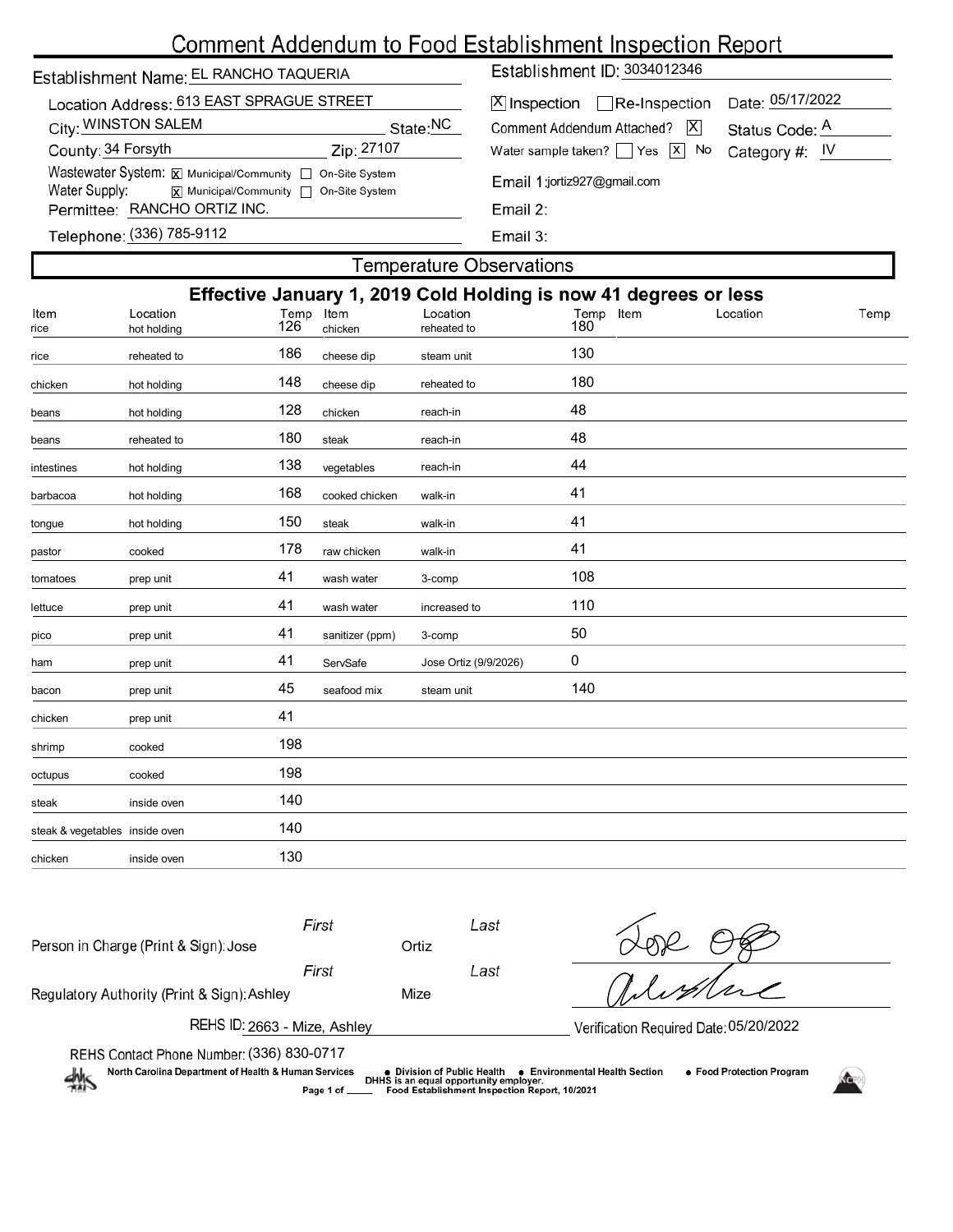# Comment Addendum to Food Establishment Inspection Report

Establishment Name: EL RANCHO TAQUERIA

Establishment ID: 3034012346

Location Address: 613 EAST SPRAGUE STREET

City: WINSTON SALEM    State: NC

County: 34 Forsyth    Zip: 27107

Wastewater System: [X] Municipal/Community [ ] On-Site System

Water Supply: [X] Municipal/Community [ ] On-Site System

Permittee: RANCHO ORTIZ INC.

Telephone: (336) 785-9112

[X] Inspection [ ] Re-Inspection    Date: 05/17/2022

Comment Addendum Attached? [X]    Status Code: A

Water sample taken? [ ] Yes [X] No    Category #: IV

Email 1: jortiz927@gmail.com

Email 2:

Email 3:

## Temperature Observations

### Effective January 1, 2019 Cold Holding is now 41 degrees or less

| Item | Location | Temp | Item | Location | Temp | Item | Location | Temp |
|---|---|---|---|---|---|---|---|---|
| rice | hot holding | 126 | chicken | reheated to | 180 | | | |
| rice | reheated to | 186 | cheese dip | steam unit | 130 | | | |
| chicken | hot holding | 148 | cheese dip | reheated to | 180 | | | |
| beans | hot holding | 128 | chicken | reach-in | 48 | | | |
| beans | reheated to | 180 | steak | reach-in | 48 | | | |
| intestines | hot holding | 138 | vegetables | reach-in | 44 | | | |
| barbacoa | hot holding | 168 | cooked chicken | walk-in | 41 | | | |
| tongue | hot holding | 150 | steak | walk-in | 41 | | | |
| pastor | cooked | 178 | raw chicken | walk-in | 41 | | | |
| tomatoes | prep unit | 41 | wash water | 3-comp | 108 | | | |
| lettuce | prep unit | 41 | wash water | increased to | 110 | | | |
| pico | prep unit | 41 | sanitizer (ppm) | 3-comp | 50 | | | |
| ham | prep unit | 41 | ServSafe | Jose Ortiz (9/9/2026) | 0 | | | |
| bacon | prep unit | 45 | seafood mix | steam unit | 140 | | | |
| chicken | prep unit | 41 | | | | | | |
| shrimp | cooked | 198 | | | | | | |
| octupus | cooked | 198 | | | | | | |
| steak | inside oven | 140 | | | | | | |
| steak & vegetables | inside oven | 140 | | | | | | |
| chicken | inside oven | 130 | | | | | | |

Person in Charge (Print & Sign): First Jose Last Ortiz

Regulatory Authority (Print & Sign): First Ashley Last Mize

REHS ID: 2663 - Mize, Ashley

Verification Required Date: 05/20/2022

REHS Contact Phone Number: (336) 830-0717

North Carolina Department of Health & Human Services • Division of Public Health • Environmental Health Section • Food Protection Program

DHHS is an equal opportunity employer.

Food Establishment Inspection Report, 10/2021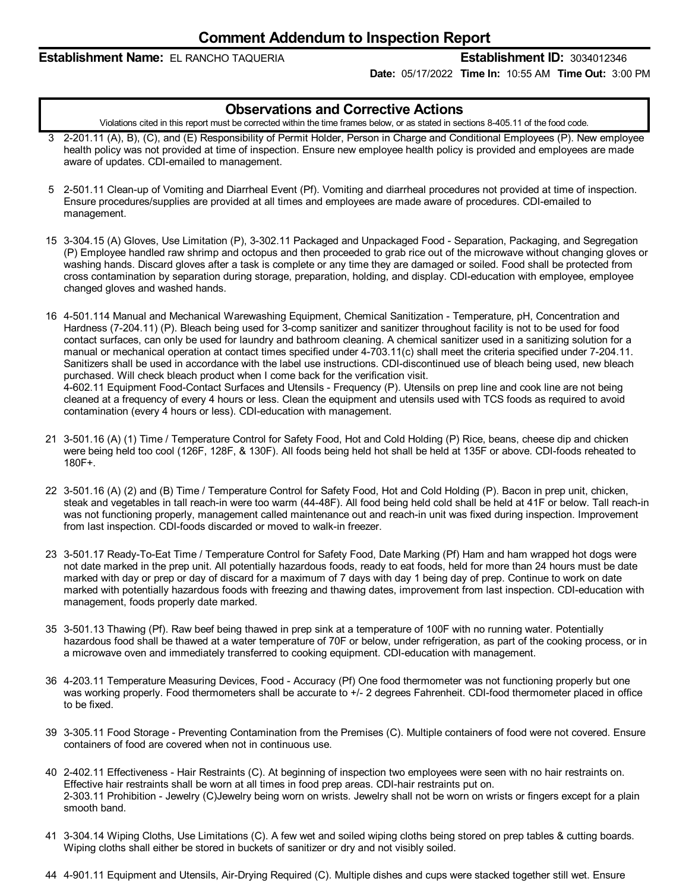# Comment Addendum to Inspection Report

**Establishment Name:** EL RANCHO TAQUERIA **Establishment ID:** 3034012346

**Date:** 05/17/2022 **Time In:** 10:55 AM **Time Out:** 3:00 PM

## Observations and Corrective Actions

Violations cited in this report must be corrected within the time frames below, or as stated in sections 8-405.11 of the food code.

3 2-201.11 (A), B), (C), and (E) Responsibility of Permit Holder, Person in Charge and Conditional Employees (P). New employee health policy was not provided at time of inspection. Ensure new employee health policy is provided and employees are made aware of updates. CDI-emailed to management.

5 2-501.11 Clean-up of Vomiting and Diarrheal Event (Pf). Vomiting and diarrheal procedures not provided at time of inspection. Ensure procedures/supplies are provided at all times and employees are made aware of procedures. CDI-emailed to management.

15 3-304.15 (A) Gloves, Use Limitation (P), 3-302.11 Packaged and Unpackaged Food - Separation, Packaging, and Segregation (P) Employee handled raw shrimp and octopus and then proceeded to grab rice out of the microwave without changing gloves or washing hands. Discard gloves after a task is complete or any time they are damaged or soiled. Food shall be protected from cross contamination by separation during storage, preparation, holding, and display. CDI-education with employee, employee changed gloves and washed hands.

16 4-501.114 Manual and Mechanical Warewashing Equipment, Chemical Sanitization - Temperature, pH, Concentration and Hardness (7-204.11) (P). Bleach being used for 3-comp sanitizer and sanitizer throughout facility is not to be used for food contact surfaces, can only be used for laundry and bathroom cleaning. A chemical sanitizer used in a sanitizing solution for a manual or mechanical operation at contact times specified under 4-703.11(c) shall meet the criteria specified under 7-204.11. Sanitizers shall be used in accordance with the label use instructions. CDI-discontinued use of bleach being used, new bleach purchased. Will check bleach product when I come back for the verification visit.
4-602.11 Equipment Food-Contact Surfaces and Utensils - Frequency (P). Utensils on prep line and cook line are not being cleaned at a frequency of every 4 hours or less. Clean the equipment and utensils used with TCS foods as required to avoid contamination (every 4 hours or less). CDI-education with management.

21 3-501.16 (A) (1) Time / Temperature Control for Safety Food, Hot and Cold Holding (P) Rice, beans, cheese dip and chicken were being held too cool (126F, 128F, & 130F). All foods being held hot shall be held at 135F or above. CDI-foods reheated to 180F+.

22 3-501.16 (A) (2) and (B) Time / Temperature Control for Safety Food, Hot and Cold Holding (P). Bacon in prep unit, chicken, steak and vegetables in tall reach-in were too warm (44-48F). All food being held cold shall be held at 41F or below. Tall reach-in was not functioning properly, management called maintenance out and reach-in unit was fixed during inspection. Improvement from last inspection. CDI-foods discarded or moved to walk-in freezer.

23 3-501.17 Ready-To-Eat Time / Temperature Control for Safety Food, Date Marking (Pf) Ham and ham wrapped hot dogs were not date marked in the prep unit. All potentially hazardous foods, ready to eat foods, held for more than 24 hours must be date marked with day or prep or day of discard for a maximum of 7 days with day 1 being day of prep. Continue to work on date marked with potentially hazardous foods with freezing and thawing dates, improvement from last inspection. CDI-education with management, foods properly date marked.

35 3-501.13 Thawing (Pf). Raw beef being thawed in prep sink at a temperature of 100F with no running water. Potentially hazardous food shall be thawed at a water temperature of 70F or below, under refrigeration, as part of the cooking process, or in a microwave oven and immediately transferred to cooking equipment. CDI-education with management.

36 4-203.11 Temperature Measuring Devices, Food - Accuracy (Pf) One food thermometer was not functioning properly but one was working properly. Food thermometers shall be accurate to +/- 2 degrees Fahrenheit. CDI-food thermometer placed in office to be fixed.

39 3-305.11 Food Storage - Preventing Contamination from the Premises (C). Multiple containers of food were not covered. Ensure containers of food are covered when not in continuous use.

40 2-402.11 Effectiveness - Hair Restraints (C). At beginning of inspection two employees were seen with no hair restraints on. Effective hair restraints shall be worn at all times in food prep areas. CDI-hair restraints put on.
2-303.11 Prohibition - Jewelry (C)Jewelry being worn on wrists. Jewelry shall not be worn on wrists or fingers except for a plain smooth band.

41 3-304.14 Wiping Cloths, Use Limitations (C). A few wet and soiled wiping cloths being stored on prep tables & cutting boards. Wiping cloths shall either be stored in buckets of sanitizer or dry and not visibly soiled.

44 4-901.11 Equipment and Utensils, Air-Drying Required (C). Multiple dishes and cups were stacked together still wet. Ensure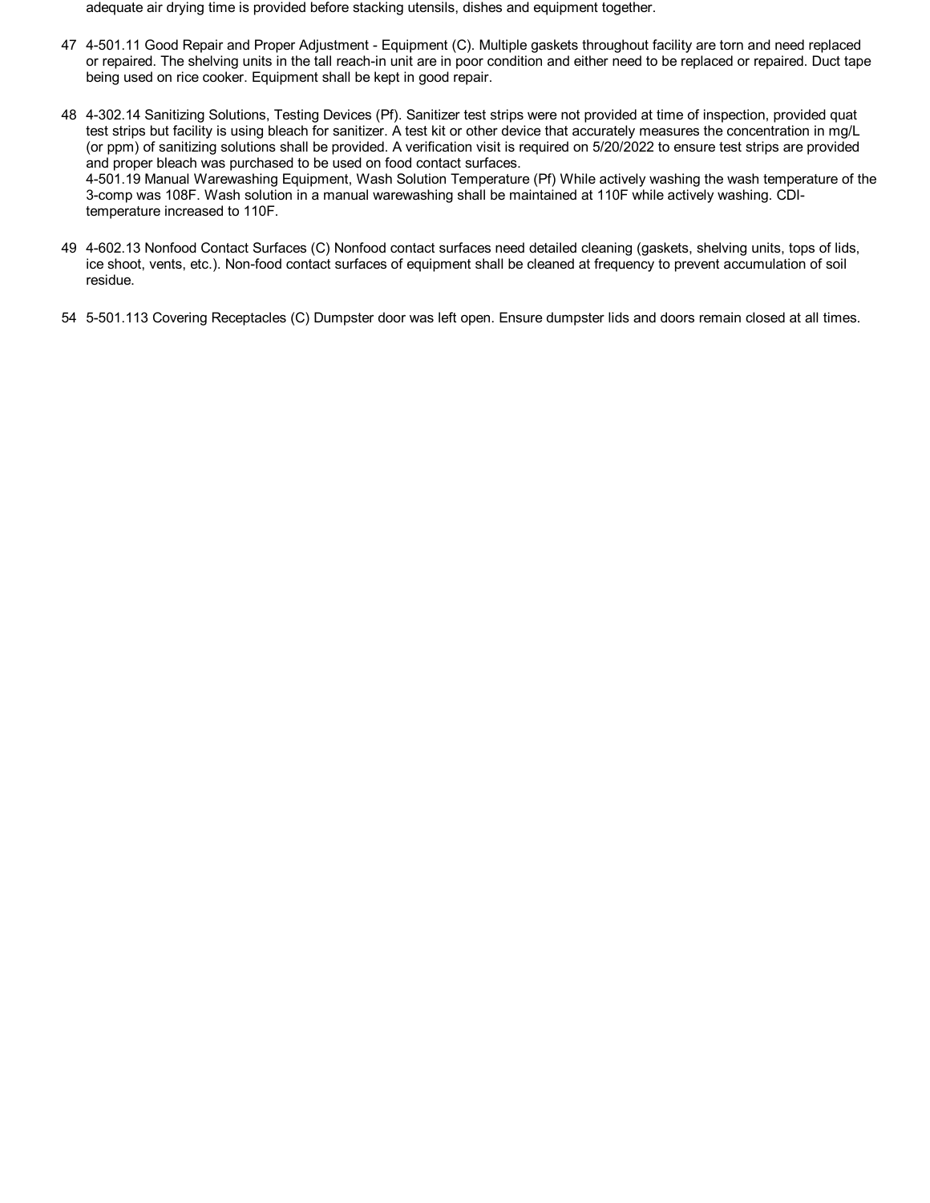adequate air drying time is provided before stacking utensils, dishes and equipment together.

47 4-501.11 Good Repair and Proper Adjustment - Equipment (C). Multiple gaskets throughout facility are torn and need replaced or repaired. The shelving units in the tall reach-in unit are in poor condition and either need to be replaced or repaired. Duct tape being used on rice cooker. Equipment shall be kept in good repair.

48 4-302.14 Sanitizing Solutions, Testing Devices (Pf). Sanitizer test strips were not provided at time of inspection, provided quat test strips but facility is using bleach for sanitizer. A test kit or other device that accurately measures the concentration in mg/L (or ppm) of sanitizing solutions shall be provided. A verification visit is required on 5/20/2022 to ensure test strips are provided and proper bleach was purchased to be used on food contact surfaces.
4-501.19 Manual Warewashing Equipment, Wash Solution Temperature (Pf) While actively washing the wash temperature of the 3-comp was 108F. Wash solution in a manual warewashing shall be maintained at 110F while actively washing. CDI-temperature increased to 110F.

49 4-602.13 Nonfood Contact Surfaces (C) Nonfood contact surfaces need detailed cleaning (gaskets, shelving units, tops of lids, ice shoot, vents, etc.). Non-food contact surfaces of equipment shall be cleaned at frequency to prevent accumulation of soil residue.

54 5-501.113 Covering Receptacles (C) Dumpster door was left open. Ensure dumpster lids and doors remain closed at all times.